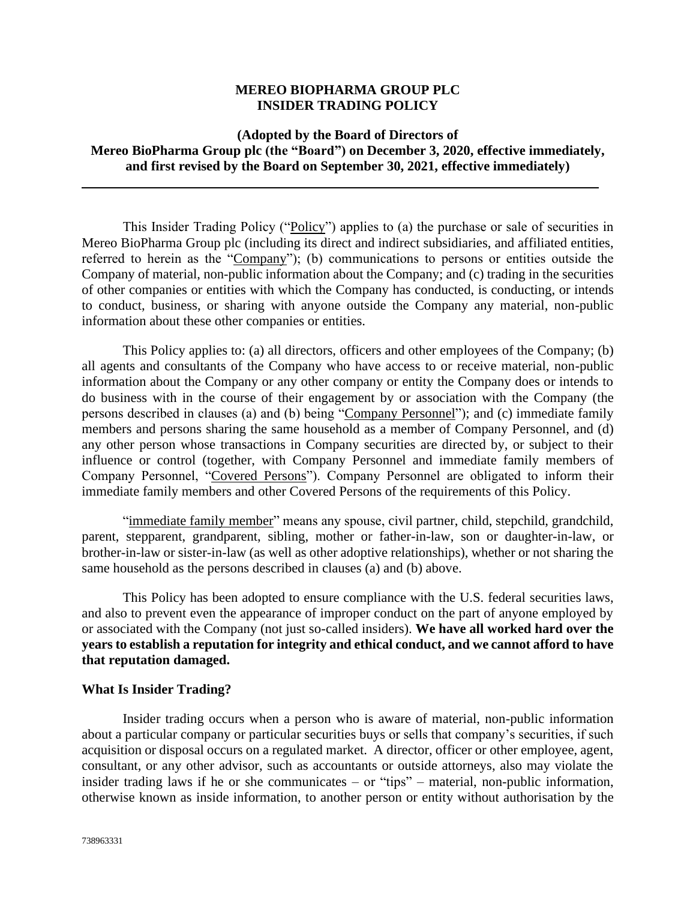**MEREO BIOPHARMA GROUP PLC**
**INSIDER TRADING POLICY**

**(Adopted by the Board of Directors of Mereo BioPharma Group plc (the "Board") on December 3, 2020, effective immediately, and first revised by the Board on September 30, 2021, effective immediately)**

---

This Insider Trading Policy ("Policy") applies to (a) the purchase or sale of securities in Mereo BioPharma Group plc (including its direct and indirect subsidiaries, and affiliated entities, referred to herein as the "Company"); (b) communications to persons or entities outside the Company of material, non-public information about the Company; and (c) trading in the securities of other companies or entities with which the Company has conducted, is conducting, or intends to conduct, business, or sharing with anyone outside the Company any material, non-public information about these other companies or entities.

This Policy applies to: (a) all directors, officers and other employees of the Company; (b) all agents and consultants of the Company who have access to or receive material, non-public information about the Company or any other company or entity the Company does or intends to do business with in the course of their engagement by or association with the Company (the persons described in clauses (a) and (b) being "Company Personnel"); and (c) immediate family members and persons sharing the same household as a member of Company Personnel, and (d) any other person whose transactions in Company securities are directed by, or subject to their influence or control (together, with Company Personnel and immediate family members of Company Personnel, "Covered Persons"). Company Personnel are obligated to inform their immediate family members and other Covered Persons of the requirements of this Policy.

"immediate family member" means any spouse, civil partner, child, stepchild, grandchild, parent, stepparent, grandparent, sibling, mother or father-in-law, son or daughter-in-law, or brother-in-law or sister-in-law (as well as other adoptive relationships), whether or not sharing the same household as the persons described in clauses (a) and (b) above.

This Policy has been adopted to ensure compliance with the U.S. federal securities laws, and also to prevent even the appearance of improper conduct on the part of anyone employed by or associated with the Company (not just so-called insiders). **We have all worked hard over the years to establish a reputation for integrity and ethical conduct, and we cannot afford to have that reputation damaged.**

## What Is Insider Trading?

Insider trading occurs when a person who is aware of material, non-public information about a particular company or particular securities buys or sells that company's securities, if such acquisition or disposal occurs on a regulated market. A director, officer or other employee, agent, consultant, or any other advisor, such as accountants or outside attorneys, also may violate the insider trading laws if he or she communicates – or "tips" – material, non-public information, otherwise known as inside information, to another person or entity without authorisation by the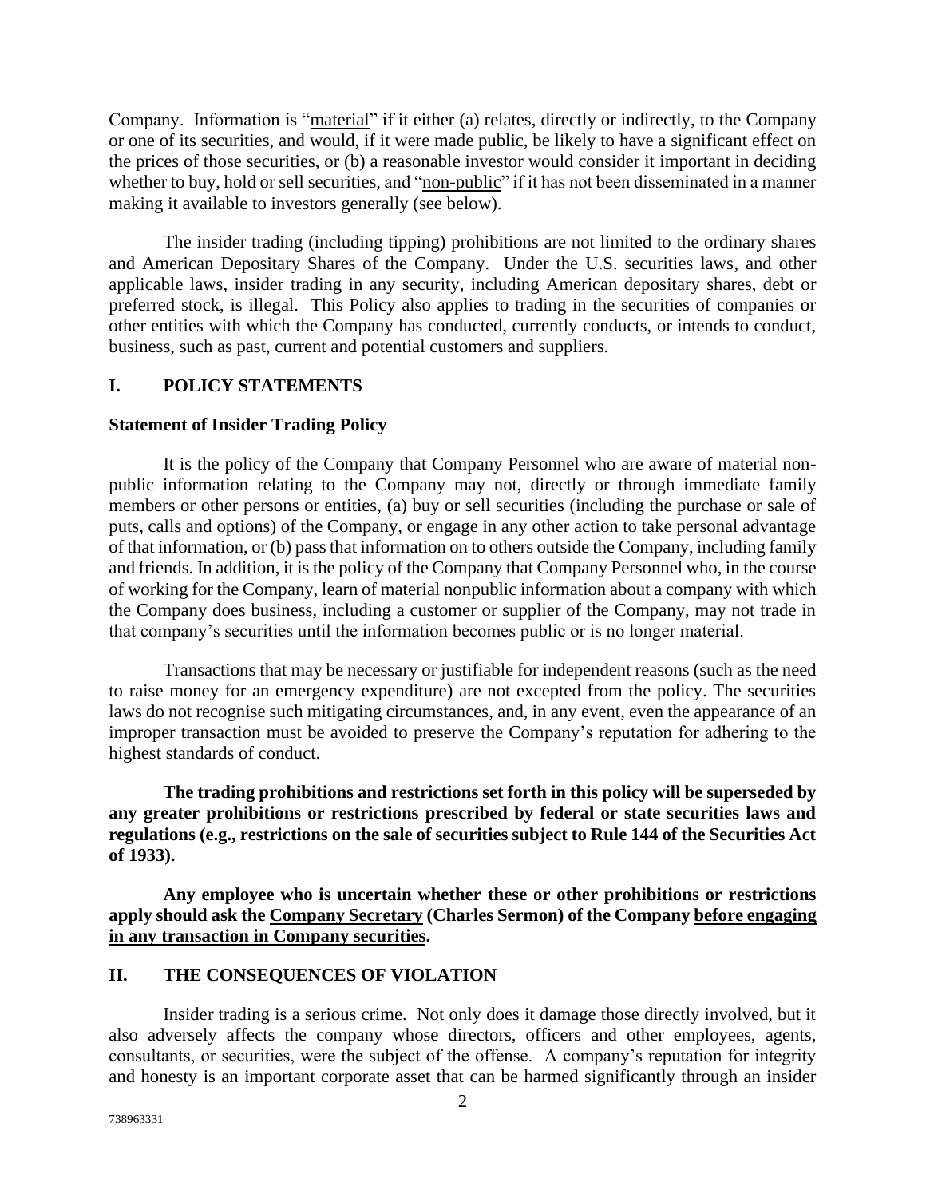Company. Information is "material" if it either (a) relates, directly or indirectly, to the Company or one of its securities, and would, if it were made public, be likely to have a significant effect on the prices of those securities, or (b) a reasonable investor would consider it important in deciding whether to buy, hold or sell securities, and "non-public" if it has not been disseminated in a manner making it available to investors generally (see below).

The insider trading (including tipping) prohibitions are not limited to the ordinary shares and American Depositary Shares of the Company. Under the U.S. securities laws, and other applicable laws, insider trading in any security, including American depositary shares, debt or preferred stock, is illegal. This Policy also applies to trading in the securities of companies or other entities with which the Company has conducted, currently conducts, or intends to conduct, business, such as past, current and potential customers and suppliers.

## I. POLICY STATEMENTS

### Statement of Insider Trading Policy

It is the policy of the Company that Company Personnel who are aware of material non-public information relating to the Company may not, directly or through immediate family members or other persons or entities, (a) buy or sell securities (including the purchase or sale of puts, calls and options) of the Company, or engage in any other action to take personal advantage of that information, or (b) pass that information on to others outside the Company, including family and friends. In addition, it is the policy of the Company that Company Personnel who, in the course of working for the Company, learn of material nonpublic information about a company with which the Company does business, including a customer or supplier of the Company, may not trade in that company's securities until the information becomes public or is no longer material.

Transactions that may be necessary or justifiable for independent reasons (such as the need to raise money for an emergency expenditure) are not excepted from the policy. The securities laws do not recognise such mitigating circumstances, and, in any event, even the appearance of an improper transaction must be avoided to preserve the Company's reputation for adhering to the highest standards of conduct.

**The trading prohibitions and restrictions set forth in this policy will be superseded by any greater prohibitions or restrictions prescribed by federal or state securities laws and regulations (e.g., restrictions on the sale of securities subject to Rule 144 of the Securities Act of 1933).**

**Any employee who is uncertain whether these or other prohibitions or restrictions apply should ask the Company Secretary (Charles Sermon) of the Company before engaging in any transaction in Company securities.**

## II. THE CONSEQUENCES OF VIOLATION

Insider trading is a serious crime. Not only does it damage those directly involved, but it also adversely affects the company whose directors, officers and other employees, agents, consultants, or securities, were the subject of the offense. A company's reputation for integrity and honesty is an important corporate asset that can be harmed significantly through an insider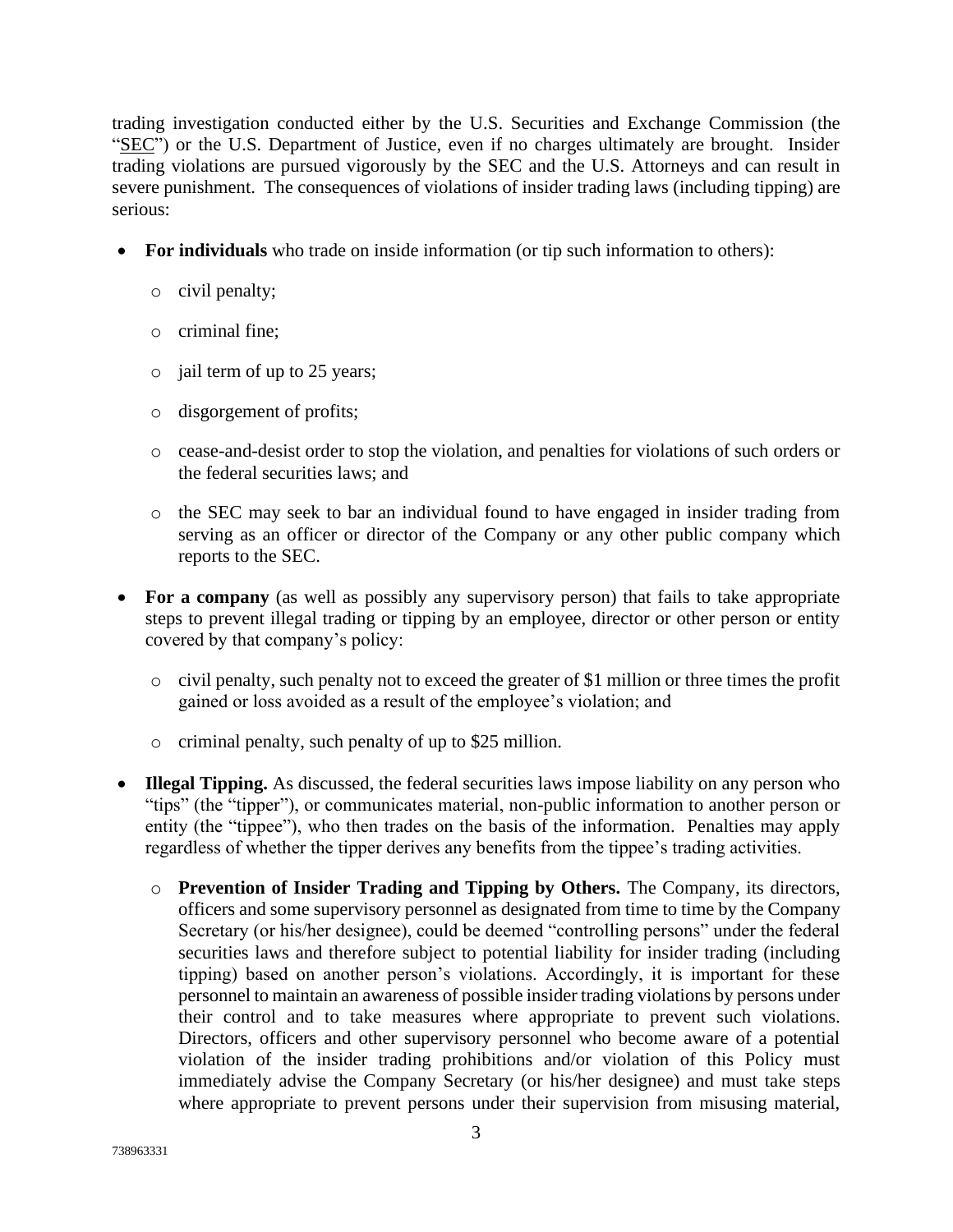trading investigation conducted either by the U.S. Securities and Exchange Commission (the "SEC") or the U.S. Department of Justice, even if no charges ultimately are brought. Insider trading violations are pursued vigorously by the SEC and the U.S. Attorneys and can result in severe punishment. The consequences of violations of insider trading laws (including tipping) are serious:

- **For individuals** who trade on inside information (or tip such information to others):
  - civil penalty;
  - criminal fine;
  - jail term of up to 25 years;
  - disgorgement of profits;
  - cease-and-desist order to stop the violation, and penalties for violations of such orders or the federal securities laws; and
  - the SEC may seek to bar an individual found to have engaged in insider trading from serving as an officer or director of the Company or any other public company which reports to the SEC.
- **For a company** (as well as possibly any supervisory person) that fails to take appropriate steps to prevent illegal trading or tipping by an employee, director or other person or entity covered by that company's policy:
  - civil penalty, such penalty not to exceed the greater of $1 million or three times the profit gained or loss avoided as a result of the employee's violation; and
  - criminal penalty, such penalty of up to $25 million.
- **Illegal Tipping.** As discussed, the federal securities laws impose liability on any person who "tips" (the "tipper"), or communicates material, non-public information to another person or entity (the "tippee"), who then trades on the basis of the information. Penalties may apply regardless of whether the tipper derives any benefits from the tippee's trading activities.
  - **Prevention of Insider Trading and Tipping by Others.** The Company, its directors, officers and some supervisory personnel as designated from time to time by the Company Secretary (or his/her designee), could be deemed "controlling persons" under the federal securities laws and therefore subject to potential liability for insider trading (including tipping) based on another person's violations. Accordingly, it is important for these personnel to maintain an awareness of possible insider trading violations by persons under their control and to take measures where appropriate to prevent such violations. Directors, officers and other supervisory personnel who become aware of a potential violation of the insider trading prohibitions and/or violation of this Policy must immediately advise the Company Secretary (or his/her designee) and must take steps where appropriate to prevent persons under their supervision from misusing material,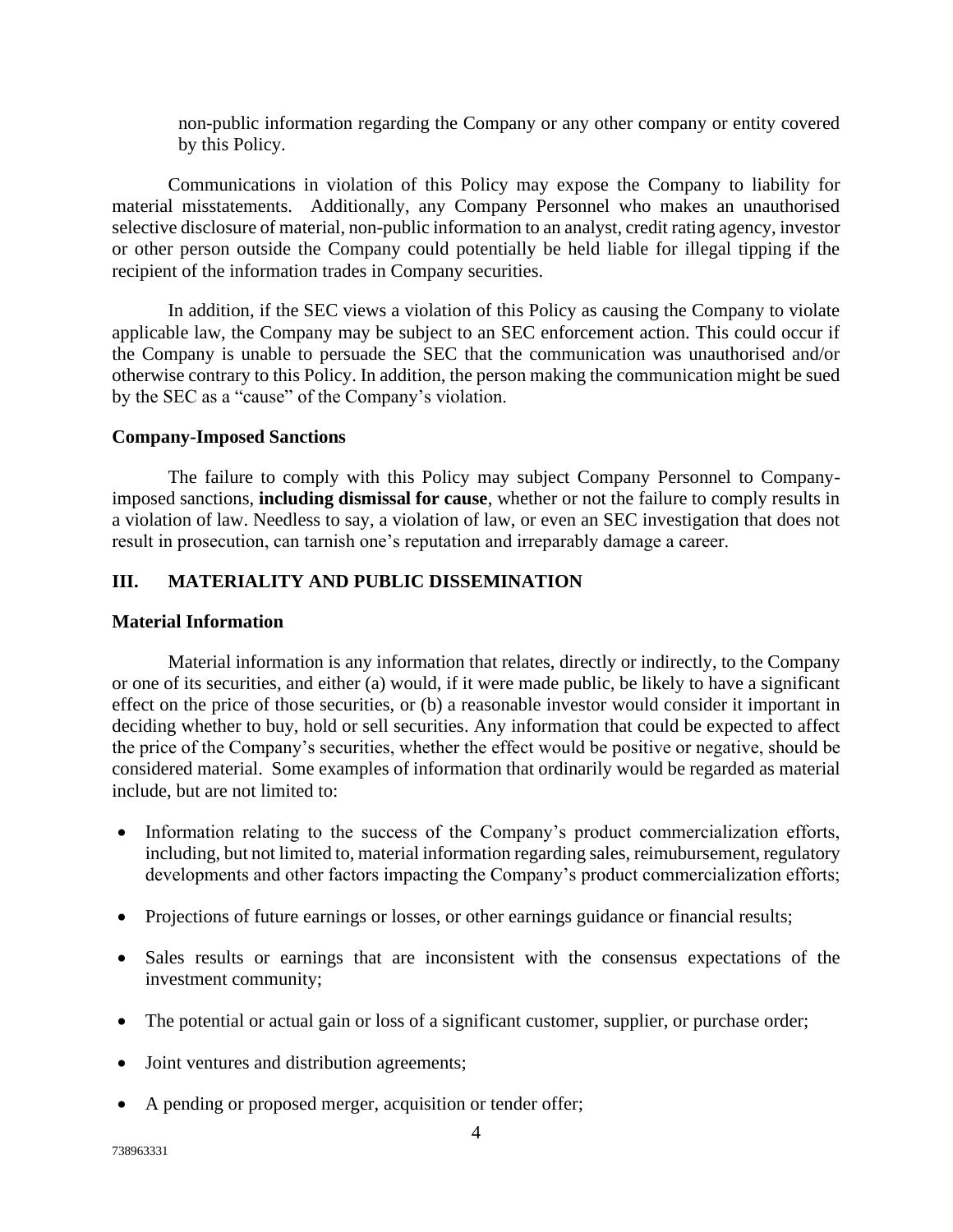non-public information regarding the Company or any other company or entity covered by this Policy.

Communications in violation of this Policy may expose the Company to liability for material misstatements. Additionally, any Company Personnel who makes an unauthorised selective disclosure of material, non-public information to an analyst, credit rating agency, investor or other person outside the Company could potentially be held liable for illegal tipping if the recipient of the information trades in Company securities.

In addition, if the SEC views a violation of this Policy as causing the Company to violate applicable law, the Company may be subject to an SEC enforcement action. This could occur if the Company is unable to persuade the SEC that the communication was unauthorised and/or otherwise contrary to this Policy. In addition, the person making the communication might be sued by the SEC as a "cause" of the Company's violation.

**Company-Imposed Sanctions**

The failure to comply with this Policy may subject Company Personnel to Company-imposed sanctions, **including dismissal for cause**, whether or not the failure to comply results in a violation of law. Needless to say, a violation of law, or even an SEC investigation that does not result in prosecution, can tarnish one's reputation and irreparably damage a career.

## III. MATERIALITY AND PUBLIC DISSEMINATION

**Material Information**

Material information is any information that relates, directly or indirectly, to the Company or one of its securities, and either (a) would, if it were made public, be likely to have a significant effect on the price of those securities, or (b) a reasonable investor would consider it important in deciding whether to buy, hold or sell securities. Any information that could be expected to affect the price of the Company's securities, whether the effect would be positive or negative, should be considered material. Some examples of information that ordinarily would be regarded as material include, but are not limited to:

- Information relating to the success of the Company's product commercialization efforts, including, but not limited to, material information regarding sales, reimbursement, regulatory developments and other factors impacting the Company's product commercialization efforts;
- Projections of future earnings or losses, or other earnings guidance or financial results;
- Sales results or earnings that are inconsistent with the consensus expectations of the investment community;
- The potential or actual gain or loss of a significant customer, supplier, or purchase order;
- Joint ventures and distribution agreements;
- A pending or proposed merger, acquisition or tender offer;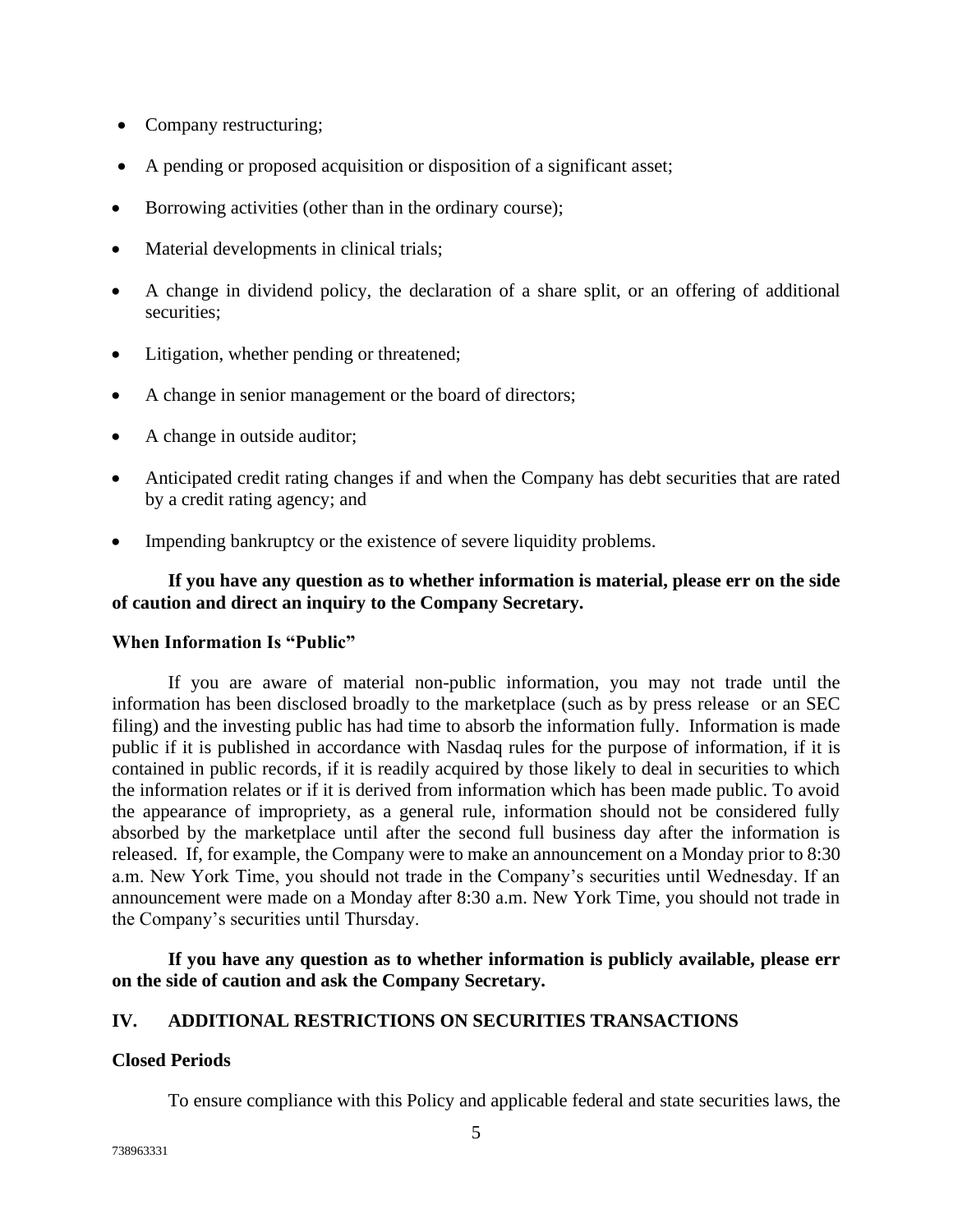- Company restructuring;
- A pending or proposed acquisition or disposition of a significant asset;
- Borrowing activities (other than in the ordinary course);
- Material developments in clinical trials;
- A change in dividend policy, the declaration of a share split, or an offering of additional securities;
- Litigation, whether pending or threatened;
- A change in senior management or the board of directors;
- A change in outside auditor;
- Anticipated credit rating changes if and when the Company has debt securities that are rated by a credit rating agency; and
- Impending bankruptcy or the existence of severe liquidity problems.

**If you have any question as to whether information is material, please err on the side of caution and direct an inquiry to the Company Secretary.**

### When Information Is "Public"

If you are aware of material non-public information, you may not trade until the information has been disclosed broadly to the marketplace (such as by press release or an SEC filing) and the investing public has had time to absorb the information fully. Information is made public if it is published in accordance with Nasdaq rules for the purpose of information, if it is contained in public records, if it is readily acquired by those likely to deal in securities to which the information relates or if it is derived from information which has been made public. To avoid the appearance of impropriety, as a general rule, information should not be considered fully absorbed by the marketplace until after the second full business day after the information is released. If, for example, the Company were to make an announcement on a Monday prior to 8:30 a.m. New York Time, you should not trade in the Company's securities until Wednesday. If an announcement were made on a Monday after 8:30 a.m. New York Time, you should not trade in the Company's securities until Thursday.

**If you have any question as to whether information is publicly available, please err on the side of caution and ask the Company Secretary.**

## IV. ADDITIONAL RESTRICTIONS ON SECURITIES TRANSACTIONS

### Closed Periods

To ensure compliance with this Policy and applicable federal and state securities laws, the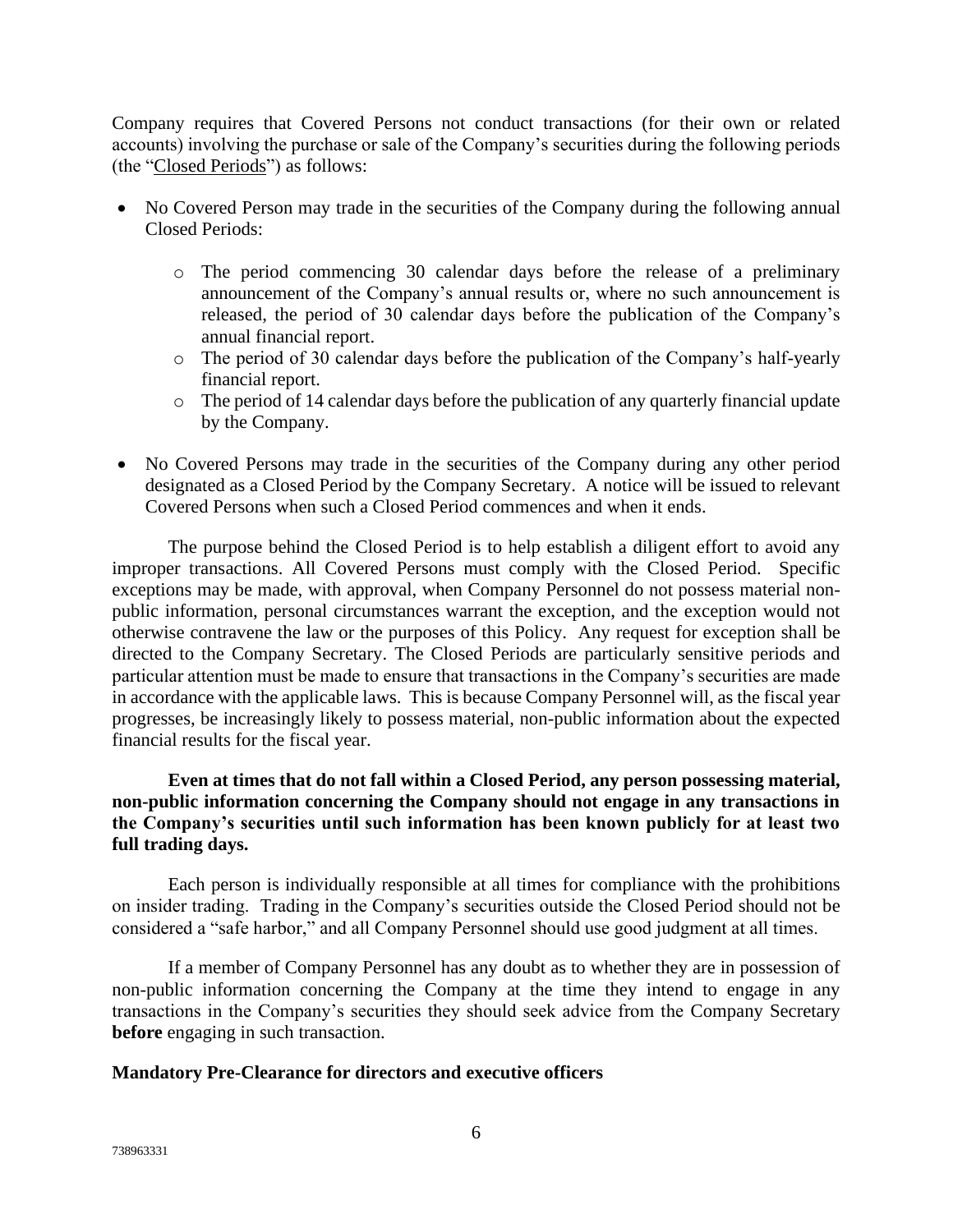Company requires that Covered Persons not conduct transactions (for their own or related accounts) involving the purchase or sale of the Company's securities during the following periods (the "Closed Periods") as follows:

- No Covered Person may trade in the securities of the Company during the following annual Closed Periods:
  - The period commencing 30 calendar days before the release of a preliminary announcement of the Company's annual results or, where no such announcement is released, the period of 30 calendar days before the publication of the Company's annual financial report.
  - The period of 30 calendar days before the publication of the Company's half-yearly financial report.
  - The period of 14 calendar days before the publication of any quarterly financial update by the Company.
- No Covered Persons may trade in the securities of the Company during any other period designated as a Closed Period by the Company Secretary. A notice will be issued to relevant Covered Persons when such a Closed Period commences and when it ends.

The purpose behind the Closed Period is to help establish a diligent effort to avoid any improper transactions. All Covered Persons must comply with the Closed Period. Specific exceptions may be made, with approval, when Company Personnel do not possess material non-public information, personal circumstances warrant the exception, and the exception would not otherwise contravene the law or the purposes of this Policy. Any request for exception shall be directed to the Company Secretary. The Closed Periods are particularly sensitive periods and particular attention must be made to ensure that transactions in the Company's securities are made in accordance with the applicable laws. This is because Company Personnel will, as the fiscal year progresses, be increasingly likely to possess material, non-public information about the expected financial results for the fiscal year.

**Even at times that do not fall within a Closed Period, any person possessing material, non-public information concerning the Company should not engage in any transactions in the Company's securities until such information has been known publicly for at least two full trading days.**

Each person is individually responsible at all times for compliance with the prohibitions on insider trading. Trading in the Company's securities outside the Closed Period should not be considered a "safe harbor," and all Company Personnel should use good judgment at all times.

If a member of Company Personnel has any doubt as to whether they are in possession of non-public information concerning the Company at the time they intend to engage in any transactions in the Company's securities they should seek advice from the Company Secretary **before** engaging in such transaction.

**Mandatory Pre-Clearance for directors and executive officers**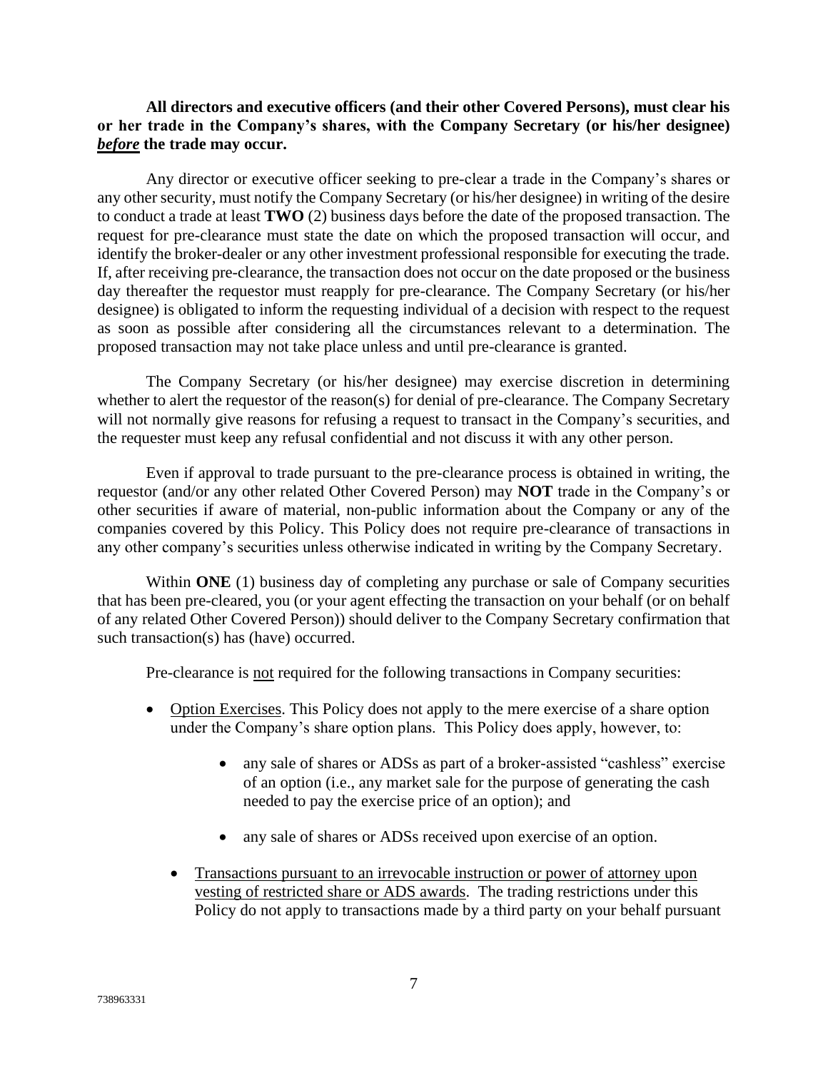**All directors and executive officers (and their other Covered Persons), must clear his or her trade in the Company's shares, with the Company Secretary (or his/her designee) *before* the trade may occur.**

Any director or executive officer seeking to pre-clear a trade in the Company's shares or any other security, must notify the Company Secretary (or his/her designee) in writing of the desire to conduct a trade at least **TWO** (2) business days before the date of the proposed transaction. The request for pre-clearance must state the date on which the proposed transaction will occur, and identify the broker-dealer or any other investment professional responsible for executing the trade. If, after receiving pre-clearance, the transaction does not occur on the date proposed or the business day thereafter the requestor must reapply for pre-clearance. The Company Secretary (or his/her designee) is obligated to inform the requesting individual of a decision with respect to the request as soon as possible after considering all the circumstances relevant to a determination. The proposed transaction may not take place unless and until pre-clearance is granted.

The Company Secretary (or his/her designee) may exercise discretion in determining whether to alert the requestor of the reason(s) for denial of pre-clearance. The Company Secretary will not normally give reasons for refusing a request to transact in the Company's securities, and the requester must keep any refusal confidential and not discuss it with any other person.

Even if approval to trade pursuant to the pre-clearance process is obtained in writing, the requestor (and/or any other related Other Covered Person) may **NOT** trade in the Company's or other securities if aware of material, non-public information about the Company or any of the companies covered by this Policy. This Policy does not require pre-clearance of transactions in any other company's securities unless otherwise indicated in writing by the Company Secretary.

Within **ONE** (1) business day of completing any purchase or sale of Company securities that has been pre-cleared, you (or your agent effecting the transaction on your behalf (or on behalf of any related Other Covered Person)) should deliver to the Company Secretary confirmation that such transaction(s) has (have) occurred.

Pre-clearance is not required for the following transactions in Company securities:

- Option Exercises. This Policy does not apply to the mere exercise of a share option under the Company's share option plans. This Policy does apply, however, to:
    - any sale of shares or ADSs as part of a broker-assisted "cashless" exercise of an option (i.e., any market sale for the purpose of generating the cash needed to pay the exercise price of an option); and
    - any sale of shares or ADSs received upon exercise of an option.
- Transactions pursuant to an irrevocable instruction or power of attorney upon vesting of restricted share or ADS awards. The trading restrictions under this Policy do not apply to transactions made by a third party on your behalf pursuant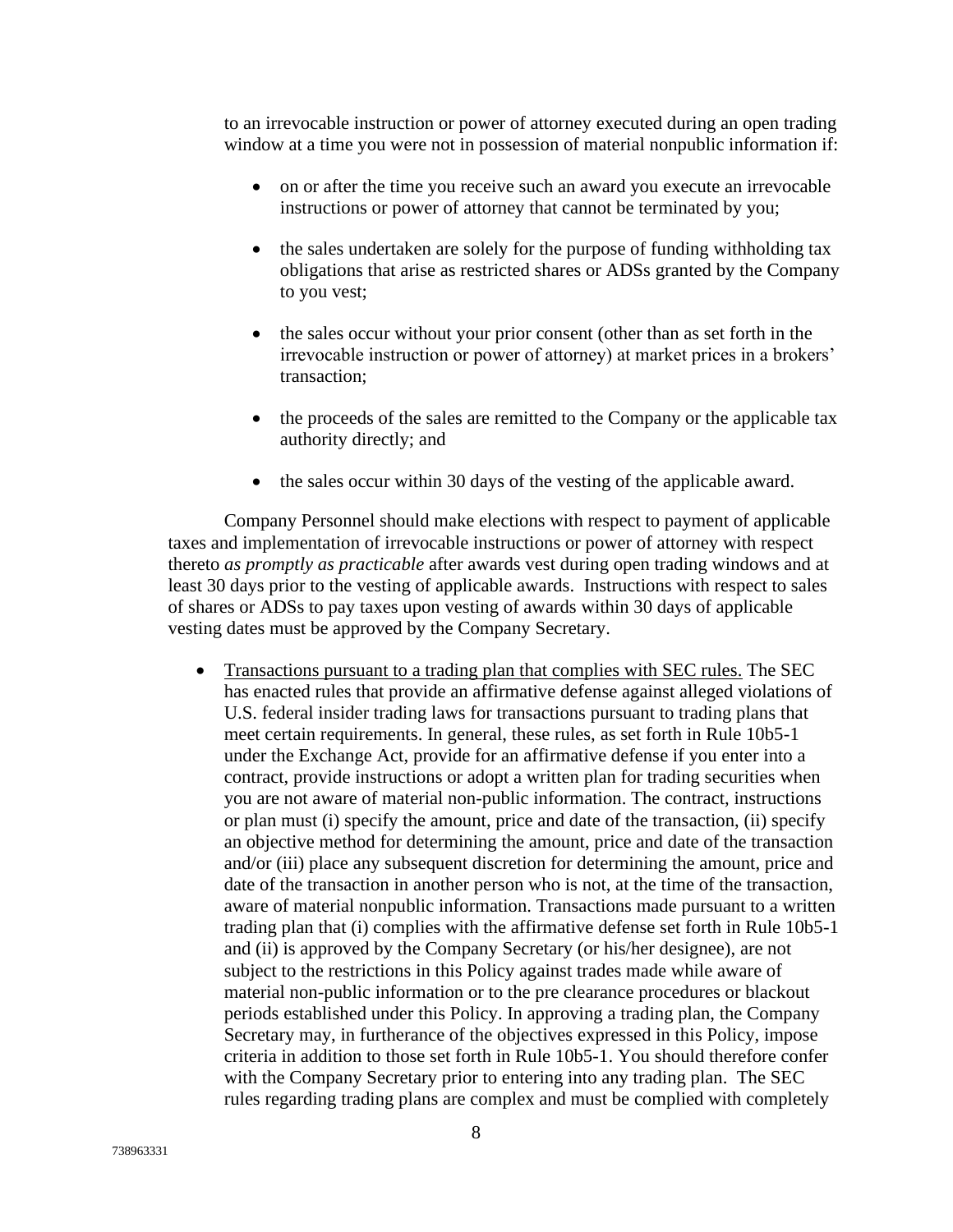to an irrevocable instruction or power of attorney executed during an open trading window at a time you were not in possession of material nonpublic information if:

- on or after the time you receive such an award you execute an irrevocable instructions or power of attorney that cannot be terminated by you;
- the sales undertaken are solely for the purpose of funding withholding tax obligations that arise as restricted shares or ADSs granted by the Company to you vest;
- the sales occur without your prior consent (other than as set forth in the irrevocable instruction or power of attorney) at market prices in a brokers' transaction;
- the proceeds of the sales are remitted to the Company or the applicable tax authority directly; and
- the sales occur within 30 days of the vesting of the applicable award.

Company Personnel should make elections with respect to payment of applicable taxes and implementation of irrevocable instructions or power of attorney with respect thereto *as promptly as practicable* after awards vest during open trading windows and at least 30 days prior to the vesting of applicable awards. Instructions with respect to sales of shares or ADSs to pay taxes upon vesting of awards within 30 days of applicable vesting dates must be approved by the Company Secretary.

- <u>Transactions pursuant to a trading plan that complies with SEC rules.</u> The SEC has enacted rules that provide an affirmative defense against alleged violations of U.S. federal insider trading laws for transactions pursuant to trading plans that meet certain requirements. In general, these rules, as set forth in Rule 10b5-1 under the Exchange Act, provide for an affirmative defense if you enter into a contract, provide instructions or adopt a written plan for trading securities when you are not aware of material non-public information. The contract, instructions or plan must (i) specify the amount, price and date of the transaction, (ii) specify an objective method for determining the amount, price and date of the transaction and/or (iii) place any subsequent discretion for determining the amount, price and date of the transaction in another person who is not, at the time of the transaction, aware of material nonpublic information. Transactions made pursuant to a written trading plan that (i) complies with the affirmative defense set forth in Rule 10b5-1 and (ii) is approved by the Company Secretary (or his/her designee), are not subject to the restrictions in this Policy against trades made while aware of material non-public information or to the pre clearance procedures or blackout periods established under this Policy. In approving a trading plan, the Company Secretary may, in furtherance of the objectives expressed in this Policy, impose criteria in addition to those set forth in Rule 10b5-1. You should therefore confer with the Company Secretary prior to entering into any trading plan. The SEC rules regarding trading plans are complex and must be complied with completely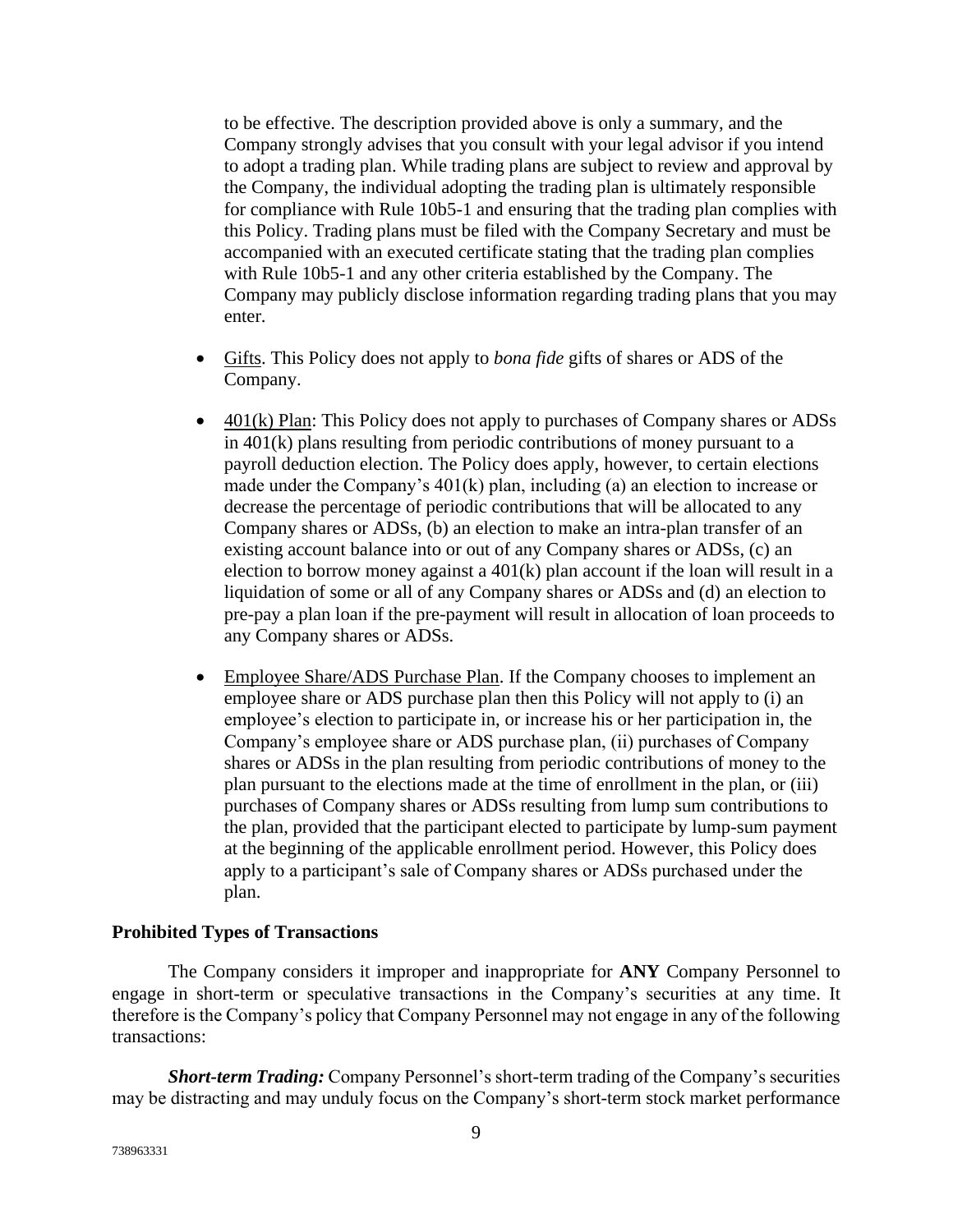to be effective. The description provided above is only a summary, and the Company strongly advises that you consult with your legal advisor if you intend to adopt a trading plan. While trading plans are subject to review and approval by the Company, the individual adopting the trading plan is ultimately responsible for compliance with Rule 10b5-1 and ensuring that the trading plan complies with this Policy. Trading plans must be filed with the Company Secretary and must be accompanied with an executed certificate stating that the trading plan complies with Rule 10b5-1 and any other criteria established by the Company. The Company may publicly disclose information regarding trading plans that you may enter.

- Gifts. This Policy does not apply to *bona fide* gifts of shares or ADS of the Company.

- 401(k) Plan: This Policy does not apply to purchases of Company shares or ADSs in 401(k) plans resulting from periodic contributions of money pursuant to a payroll deduction election. The Policy does apply, however, to certain elections made under the Company's 401(k) plan, including (a) an election to increase or decrease the percentage of periodic contributions that will be allocated to any Company shares or ADSs, (b) an election to make an intra-plan transfer of an existing account balance into or out of any Company shares or ADSs, (c) an election to borrow money against a 401(k) plan account if the loan will result in a liquidation of some or all of any Company shares or ADSs and (d) an election to pre-pay a plan loan if the pre-payment will result in allocation of loan proceeds to any Company shares or ADSs.

- Employee Share/ADS Purchase Plan. If the Company chooses to implement an employee share or ADS purchase plan then this Policy will not apply to (i) an employee's election to participate in, or increase his or her participation in, the Company's employee share or ADS purchase plan, (ii) purchases of Company shares or ADSs in the plan resulting from periodic contributions of money to the plan pursuant to the elections made at the time of enrollment in the plan, or (iii) purchases of Company shares or ADSs resulting from lump sum contributions to the plan, provided that the participant elected to participate by lump-sum payment at the beginning of the applicable enrollment period. However, this Policy does apply to a participant's sale of Company shares or ADSs purchased under the plan.

**Prohibited Types of Transactions**

The Company considers it improper and inappropriate for **ANY** Company Personnel to engage in short-term or speculative transactions in the Company's securities at any time. It therefore is the Company's policy that Company Personnel may not engage in any of the following transactions:

***Short-term Trading:*** Company Personnel's short-term trading of the Company's securities may be distracting and may unduly focus on the Company's short-term stock market performance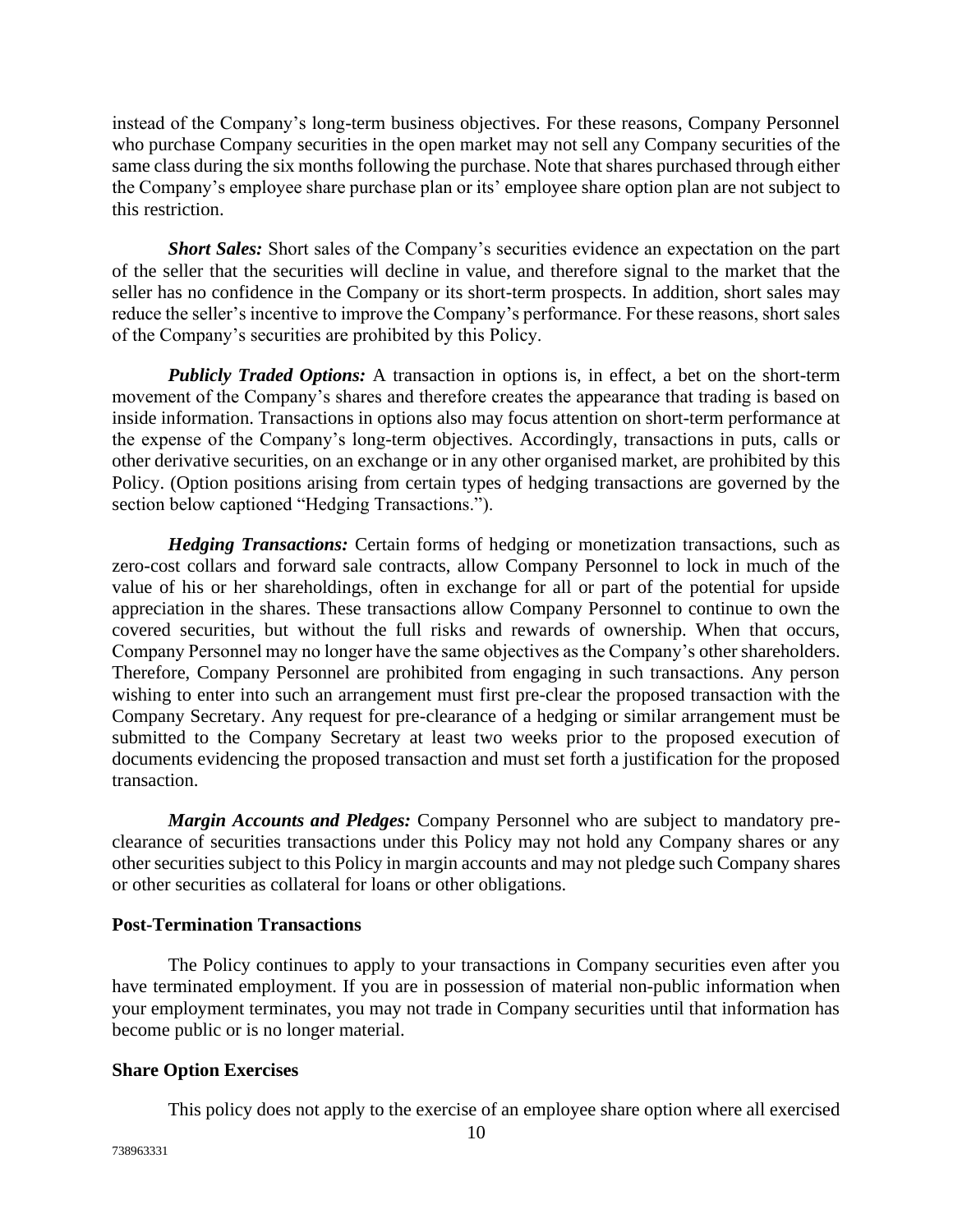instead of the Company's long-term business objectives. For these reasons, Company Personnel who purchase Company securities in the open market may not sell any Company securities of the same class during the six months following the purchase. Note that shares purchased through either the Company's employee share purchase plan or its' employee share option plan are not subject to this restriction.

***Short Sales:*** Short sales of the Company's securities evidence an expectation on the part of the seller that the securities will decline in value, and therefore signal to the market that the seller has no confidence in the Company or its short-term prospects. In addition, short sales may reduce the seller's incentive to improve the Company's performance. For these reasons, short sales of the Company's securities are prohibited by this Policy.

***Publicly Traded Options:*** A transaction in options is, in effect, a bet on the short-term movement of the Company's shares and therefore creates the appearance that trading is based on inside information. Transactions in options also may focus attention on short-term performance at the expense of the Company's long-term objectives. Accordingly, transactions in puts, calls or other derivative securities, on an exchange or in any other organised market, are prohibited by this Policy. (Option positions arising from certain types of hedging transactions are governed by the section below captioned "Hedging Transactions.").

***Hedging Transactions:*** Certain forms of hedging or monetization transactions, such as zero-cost collars and forward sale contracts, allow Company Personnel to lock in much of the value of his or her shareholdings, often in exchange for all or part of the potential for upside appreciation in the shares. These transactions allow Company Personnel to continue to own the covered securities, but without the full risks and rewards of ownership. When that occurs, Company Personnel may no longer have the same objectives as the Company's other shareholders. Therefore, Company Personnel are prohibited from engaging in such transactions. Any person wishing to enter into such an arrangement must first pre-clear the proposed transaction with the Company Secretary. Any request for pre-clearance of a hedging or similar arrangement must be submitted to the Company Secretary at least two weeks prior to the proposed execution of documents evidencing the proposed transaction and must set forth a justification for the proposed transaction.

***Margin Accounts and Pledges:*** Company Personnel who are subject to mandatory pre-clearance of securities transactions under this Policy may not hold any Company shares or any other securities subject to this Policy in margin accounts and may not pledge such Company shares or other securities as collateral for loans or other obligations.

**Post-Termination Transactions**

The Policy continues to apply to your transactions in Company securities even after you have terminated employment. If you are in possession of material non-public information when your employment terminates, you may not trade in Company securities until that information has become public or is no longer material.

**Share Option Exercises**

This policy does not apply to the exercise of an employee share option where all exercised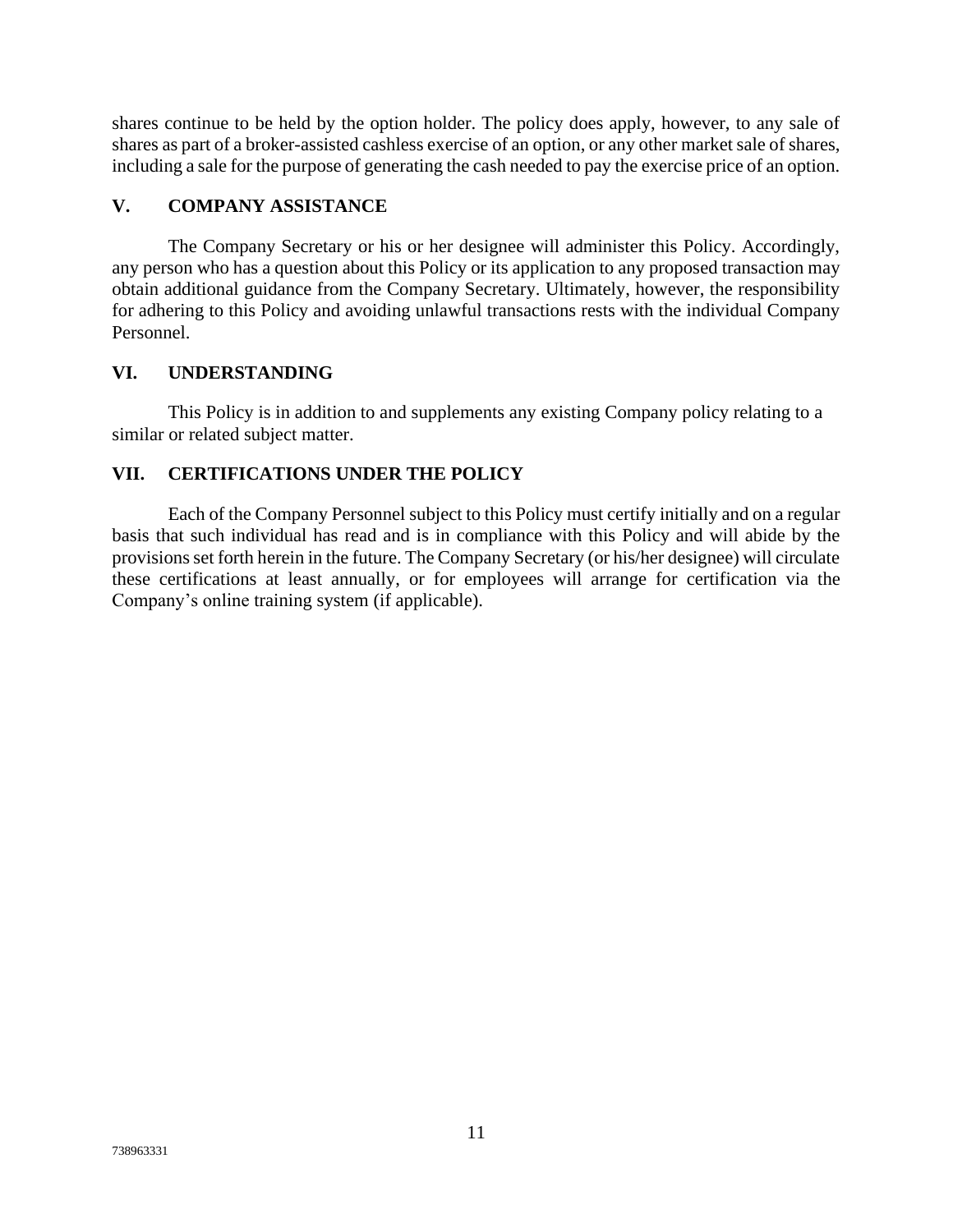shares continue to be held by the option holder. The policy does apply, however, to any sale of shares as part of a broker-assisted cashless exercise of an option, or any other market sale of shares, including a sale for the purpose of generating the cash needed to pay the exercise price of an option.

## V. COMPANY ASSISTANCE

The Company Secretary or his or her designee will administer this Policy. Accordingly, any person who has a question about this Policy or its application to any proposed transaction may obtain additional guidance from the Company Secretary. Ultimately, however, the responsibility for adhering to this Policy and avoiding unlawful transactions rests with the individual Company Personnel.

## VI. UNDERSTANDING

This Policy is in addition to and supplements any existing Company policy relating to a similar or related subject matter.

## VII. CERTIFICATIONS UNDER THE POLICY

Each of the Company Personnel subject to this Policy must certify initially and on a regular basis that such individual has read and is in compliance with this Policy and will abide by the provisions set forth herein in the future. The Company Secretary (or his/her designee) will circulate these certifications at least annually, or for employees will arrange for certification via the Company's online training system (if applicable).

738963331